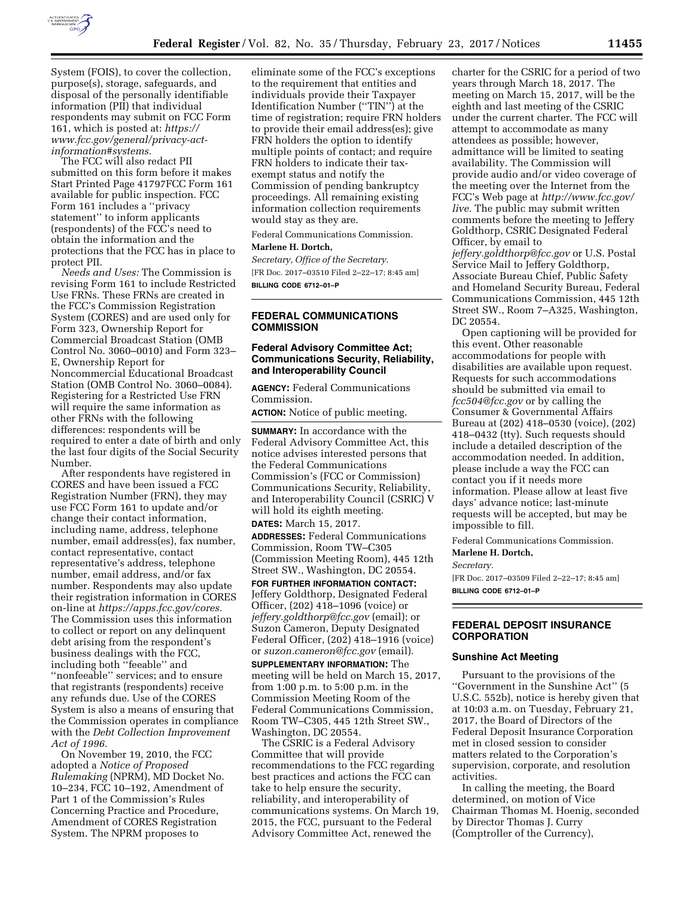System (FOIS), to cover the collection, purpose(s), storage, safeguards, and disposal of the personally identifiable information (PII) that individual respondents may submit on FCC Form 161, which is posted at: *https://www.fcc.gov/general/privacy-act-information#systems.*

The FCC will also redact PII submitted on this form before it makes Start Printed Page 41797FCC Form 161 available for public inspection. FCC Form 161 includes a ''privacy statement'' to inform applicants (respondents) of the FCC's need to obtain the information and the protections that the FCC has in place to protect PII.

*Needs and Uses:* The Commission is revising Form 161 to include Restricted Use FRNs. These FRNs are created in the FCC's Commission Registration System (CORES) and are used only for Form 323, Ownership Report for Commercial Broadcast Station (OMB Control No. 3060–0010) and Form 323–E, Ownership Report for Noncommercial Educational Broadcast Station (OMB Control No. 3060–0084). Registering for a Restricted Use FRN will require the same information as other FRNs with the following differences: respondents will be required to enter a date of birth and only the last four digits of the Social Security Number.

After respondents have registered in CORES and have been issued a FCC Registration Number (FRN), they may use FCC Form 161 to update and/or change their contact information, including name, address, telephone number, email address(es), fax number, contact representative, contact representative's address, telephone number, email address, and/or fax number. Respondents may also update their registration information in CORES on-line at *https://apps.fcc.gov/cores.* The Commission uses this information to collect or report on any delinquent debt arising from the respondent's business dealings with the FCC, including both ''feeable'' and ''nonfeeable'' services; and to ensure that registrants (respondents) receive any refunds due. Use of the CORES System is also a means of ensuring that the Commission operates in compliance with the *Debt Collection Improvement Act of 1996.*

On November 19, 2010, the FCC adopted a *Notice of Proposed Rulemaking* (NPRM), MD Docket No. 10–234, FCC 10–192, Amendment of Part 1 of the Commission's Rules Concerning Practice and Procedure, Amendment of CORES Registration System. The NPRM proposes to eliminate some of the FCC's exceptions to the requirement that entities and individuals provide their Taxpayer Identification Number (''TIN'') at the time of registration; require FRN holders to provide their email address(es); give FRN holders the option to identify multiple points of contact; and require FRN holders to indicate their tax-exempt status and notify the Commission of pending bankruptcy proceedings. All remaining existing information collection requirements would stay as they are.

Federal Communications Commission.

**Marlene H. Dortch,**

*Secretary, Office of the Secretary.*

[FR Doc. 2017–03510 Filed 2–22–17; 8:45 am]

**BILLING CODE 6712–01–P**

## FEDERAL COMMUNICATIONS COMMISSION

### Federal Advisory Committee Act; Communications Security, Reliability, and Interoperability Council

**AGENCY:** Federal Communications Commission.

**ACTION:** Notice of public meeting.

**SUMMARY:** In accordance with the Federal Advisory Committee Act, this notice advises interested persons that the Federal Communications Commission's (FCC or Commission) Communications Security, Reliability, and Interoperability Council (CSRIC) V will hold its eighth meeting.

**DATES:** March 15, 2017.

**ADDRESSES:** Federal Communications Commission, Room TW–C305 (Commission Meeting Room), 445 12th Street SW., Washington, DC 20554.

**FOR FURTHER INFORMATION CONTACT:** Jeffery Goldthorp, Designated Federal Officer, (202) 418–1096 (voice) or *jeffery.goldthorp@fcc.gov* (email); or Suzon Cameron, Deputy Designated Federal Officer, (202) 418–1916 (voice) or *suzon.cameron@fcc.gov* (email).

**SUPPLEMENTARY INFORMATION:** The meeting will be held on March 15, 2017, from 1:00 p.m. to 5:00 p.m. in the Commission Meeting Room of the Federal Communications Commission, Room TW–C305, 445 12th Street SW., Washington, DC 20554.

The CSRIC is a Federal Advisory Committee that will provide recommendations to the FCC regarding best practices and actions the FCC can take to help ensure the security, reliability, and interoperability of communications systems. On March 19, 2015, the FCC, pursuant to the Federal Advisory Committee Act, renewed the charter for the CSRIC for a period of two years through March 18, 2017. The meeting on March 15, 2017, will be the eighth and last meeting of the CSRIC under the current charter. The FCC will attempt to accommodate as many attendees as possible; however, admittance will be limited to seating availability. The Commission will provide audio and/or video coverage of the meeting over the Internet from the FCC's Web page at *http://www.fcc.gov/live.* The public may submit written comments before the meeting to Jeffery Goldthorp, CSRIC Designated Federal Officer, by email to *jeffery.goldthorp@fcc.gov* or U.S. Postal Service Mail to Jeffery Goldthorp, Associate Bureau Chief, Public Safety and Homeland Security Bureau, Federal Communications Commission, 445 12th Street SW., Room 7–A325, Washington, DC 20554.

Open captioning will be provided for this event. Other reasonable accommodations for people with disabilities are available upon request. Requests for such accommodations should be submitted via email to *fcc504@fcc.gov* or by calling the Consumer & Governmental Affairs Bureau at (202) 418–0530 (voice), (202) 418–0432 (tty). Such requests should include a detailed description of the accommodation needed. In addition, please include a way the FCC can contact you if it needs more information. Please allow at least five days' advance notice; last-minute requests will be accepted, but may be impossible to fill.

Federal Communications Commission.

**Marlene H. Dortch,**

*Secretary.*

[FR Doc. 2017–03509 Filed 2–22–17; 8:45 am]

**BILLING CODE 6712–01–P**

## FEDERAL DEPOSIT INSURANCE CORPORATION

### Sunshine Act Meeting

Pursuant to the provisions of the ''Government in the Sunshine Act'' (5 U.S.C. 552b), notice is hereby given that at 10:03 a.m. on Tuesday, February 21, 2017, the Board of Directors of the Federal Deposit Insurance Corporation met in closed session to consider matters related to the Corporation's supervision, corporate, and resolution activities.

In calling the meeting, the Board determined, on motion of Vice Chairman Thomas M. Hoenig, seconded by Director Thomas J. Curry (Comptroller of the Currency),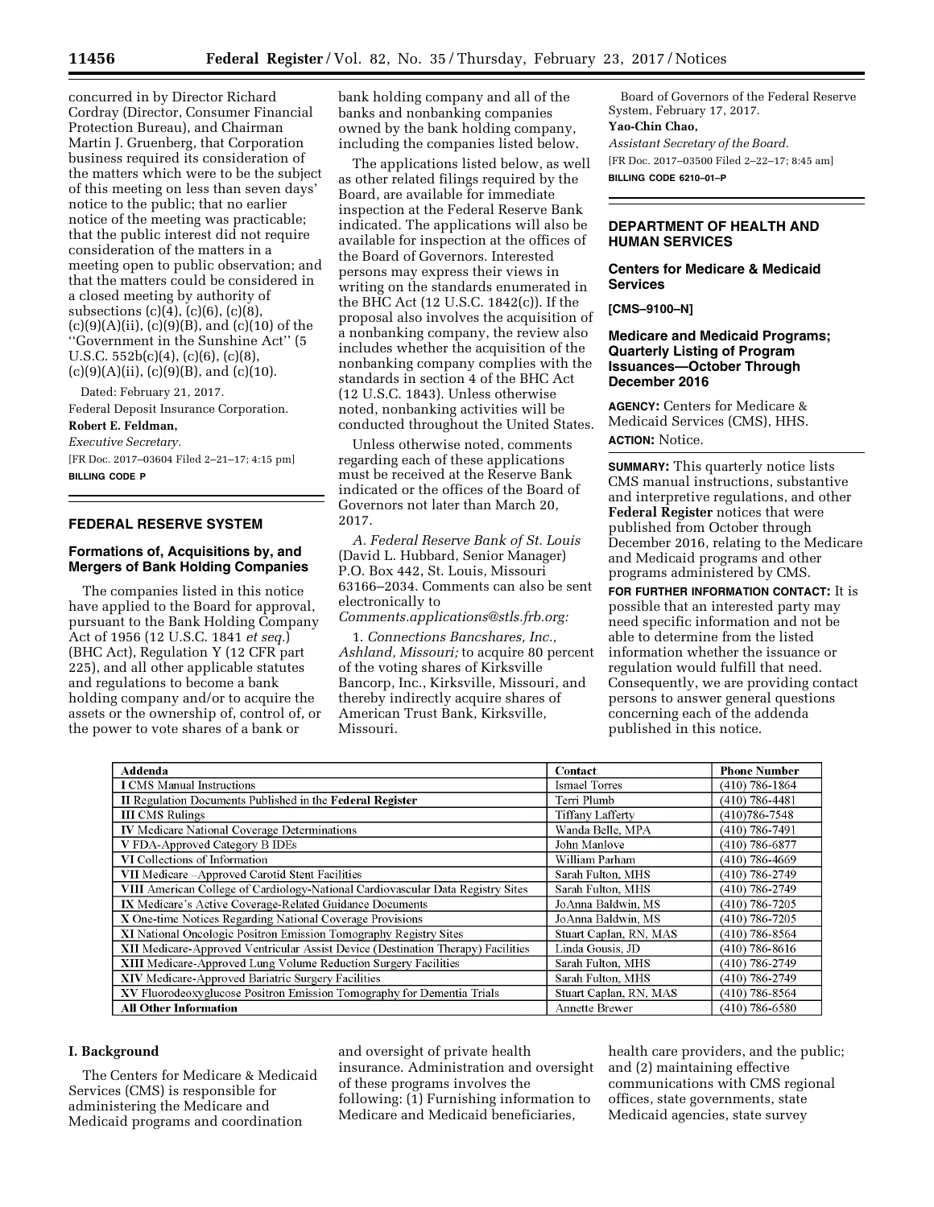concurred in by Director Richard Cordray (Director, Consumer Financial Protection Bureau), and Chairman Martin J. Gruenberg, that Corporation business required its consideration of the matters which were to be the subject of this meeting on less than seven days' notice to the public; that no earlier notice of the meeting was practicable; that the public interest did not require consideration of the matters in a meeting open to public observation; and that the matters could be considered in a closed meeting by authority of subsections (c)(4), (c)(6), (c)(8), (c)(9)(A)(ii), (c)(9)(B), and (c)(10) of the ''Government in the Sunshine Act'' (5 U.S.C. 552b(c)(4), (c)(6), (c)(8), (c)(9)(A)(ii), (c)(9)(B), and (c)(10).

Dated: February 21, 2017.

Federal Deposit Insurance Corporation.

**Robert E. Feldman,**

*Executive Secretary.*

[FR Doc. 2017–03604 Filed 2–21–17; 4:15 pm]

**BILLING CODE P**

## FEDERAL RESERVE SYSTEM

### Formations of, Acquisitions by, and Mergers of Bank Holding Companies

The companies listed in this notice have applied to the Board for approval, pursuant to the Bank Holding Company Act of 1956 (12 U.S.C. 1841 *et seq.*) (BHC Act), Regulation Y (12 CFR part 225), and all other applicable statutes and regulations to become a bank holding company and/or to acquire the assets or the ownership of, control of, or the power to vote shares of a bank or bank holding company and all of the banks and nonbanking companies owned by the bank holding company, including the companies listed below.

The applications listed below, as well as other related filings required by the Board, are available for immediate inspection at the Federal Reserve Bank indicated. The applications will also be available for inspection at the offices of the Board of Governors. Interested persons may express their views in writing on the standards enumerated in the BHC Act (12 U.S.C. 1842(c)). If the proposal also involves the acquisition of a nonbanking company, the review also includes whether the acquisition of the nonbanking company complies with the standards in section 4 of the BHC Act (12 U.S.C. 1843). Unless otherwise noted, nonbanking activities will be conducted throughout the United States.

Unless otherwise noted, comments regarding each of these applications must be received at the Reserve Bank indicated or the offices of the Board of Governors not later than March 20, 2017.

*A. Federal Reserve Bank of St. Louis* (David L. Hubbard, Senior Manager) P.O. Box 442, St. Louis, Missouri 63166–2034. Comments can also be sent electronically to *Comments.applications@stls.frb.org:*

1. *Connections Bancshares, Inc., Ashland, Missouri;* to acquire 80 percent of the voting shares of Kirksville Bancorp, Inc., Kirksville, Missouri, and thereby indirectly acquire shares of American Trust Bank, Kirksville, Missouri.

Board of Governors of the Federal Reserve System, February 17, 2017.

**Yao-Chin Chao,**

*Assistant Secretary of the Board.*

[FR Doc. 2017–03500 Filed 2–22–17; 8:45 am]

**BILLING CODE 6210–01–P**

## DEPARTMENT OF HEALTH AND HUMAN SERVICES

### Centers for Medicare & Medicaid Services

**[CMS–9100–N]**

### Medicare and Medicaid Programs; Quarterly Listing of Program Issuances—October Through December 2016

**AGENCY:** Centers for Medicare & Medicaid Services (CMS), HHS.

**ACTION:** Notice.

**SUMMARY:** This quarterly notice lists CMS manual instructions, substantive and interpretive regulations, and other **Federal Register** notices that were published from October through December 2016, relating to the Medicare and Medicaid programs and other programs administered by CMS.

**FOR FURTHER INFORMATION CONTACT:** It is possible that an interested party may need specific information and not be able to determine from the listed information whether the issuance or regulation would fulfill that need. Consequently, we are providing contact persons to answer general questions concerning each of the addenda published in this notice.

| Addenda | Contact | Phone Number |
|---|---|---|
| I CMS Manual Instructions | Ismael Torres | (410) 786-1864 |
| II Regulation Documents Published in the **Federal Register** | Terri Plumb | (410) 786-4481 |
| III CMS Rulings | Tiffany Lafferty | (410)786-7548 |
| IV Medicare National Coverage Determinations | Wanda Belle, MPA | (410) 786-7491 |
| V FDA-Approved Category B IDEs | John Manlove | (410) 786-6877 |
| VI Collections of Information | William Parham | (410) 786-4669 |
| VII Medicare –Approved Carotid Stent Facilities | Sarah Fulton, MHS | (410) 786-2749 |
| VIII American College of Cardiology-National Cardiovascular Data Registry Sites | Sarah Fulton, MHS | (410) 786-2749 |
| IX Medicare's Active Coverage-Related Guidance Documents | JoAnna Baldwin, MS | (410) 786-7205 |
| X One-time Notices Regarding National Coverage Provisions | JoAnna Baldwin, MS | (410) 786-7205 |
| XI National Oncologic Positron Emission Tomography Registry Sites | Stuart Caplan, RN, MAS | (410) 786-8564 |
| XII Medicare-Approved Ventricular Assist Device (Destination Therapy) Facilities | Linda Gousis, JD | (410) 786-8616 |
| XIII Medicare-Approved Lung Volume Reduction Surgery Facilities | Sarah Fulton, MHS | (410) 786-2749 |
| XIV Medicare-Approved Bariatric Surgery Facilities | Sarah Fulton, MHS | (410) 786-2749 |
| XV Fluorodeoxyglucose Positron Emission Tomography for Dementia Trials | Stuart Caplan, RN, MAS | (410) 786-8564 |
| **All Other Information** | Annette Brewer | (410) 786-6580 |

### I. Background

The Centers for Medicare & Medicaid Services (CMS) is responsible for administering the Medicare and Medicaid programs and coordination and oversight of private health insurance. Administration and oversight of these programs involves the following: (1) Furnishing information to Medicare and Medicaid beneficiaries, health care providers, and the public; and (2) maintaining effective communications with CMS regional offices, state governments, state Medicaid agencies, state survey